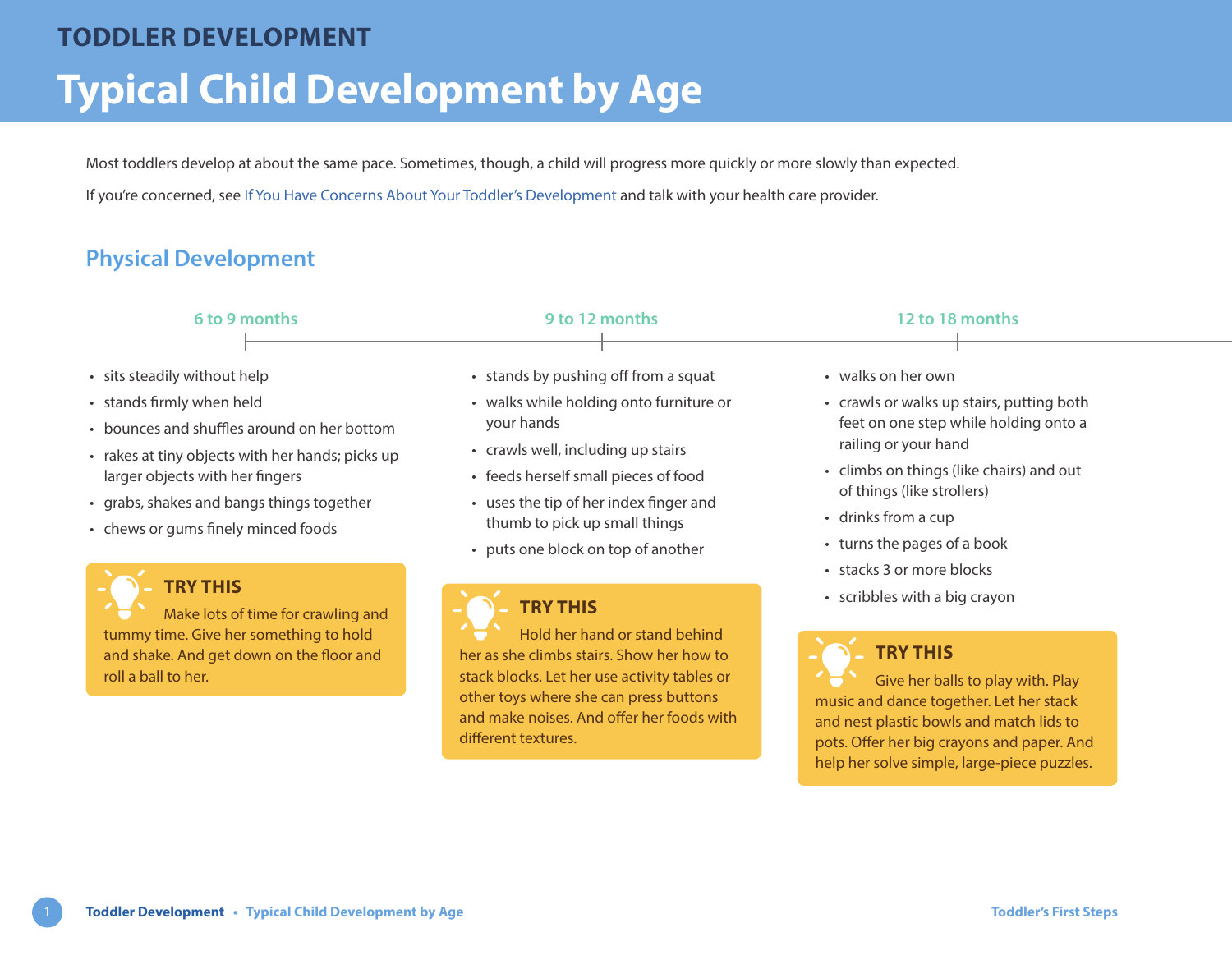# TODDLER DEVELOPMENT

# Typical Child Development by Age

Most toddlers develop at about the same pace. Sometimes, though, a child will progress more quickly or more slowly than expected.

If you're concerned, see If You Have Concerns About Your Toddler's Development and talk with your health care provider.

## Physical Development

### 6 to 9 months

- sits steadily without help
- stands firmly when held
- bounces and shuffles around on her bottom
- rakes at tiny objects with her hands; picks up larger objects with her fingers
- grabs, shakes and bangs things together
- chews or gums finely minced foods

**TRY THIS**

Make lots of time for crawling and tummy time. Give her something to hold and shake. And get down on the floor and roll a ball to her.

### 9 to 12 months

- stands by pushing off from a squat
- walks while holding onto furniture or your hands
- crawls well, including up stairs
- feeds herself small pieces of food
- uses the tip of her index finger and thumb to pick up small things
- puts one block on top of another

**TRY THIS**

Hold her hand or stand behind her as she climbs stairs. Show her how to stack blocks. Let her use activity tables or other toys where she can press buttons and make noises. And offer her foods with different textures.

### 12 to 18 months

- walks on her own
- crawls or walks up stairs, putting both feet on one step while holding onto a railing or your hand
- climbs on things (like chairs) and out of things (like strollers)
- drinks from a cup
- turns the pages of a book
- stacks 3 or more blocks
- scribbles with a big crayon

**TRY THIS**

Give her balls to play with. Play music and dance together. Let her stack and nest plastic bowls and match lids to pots. Offer her big crayons and paper. And help her solve simple, large-piece puzzles.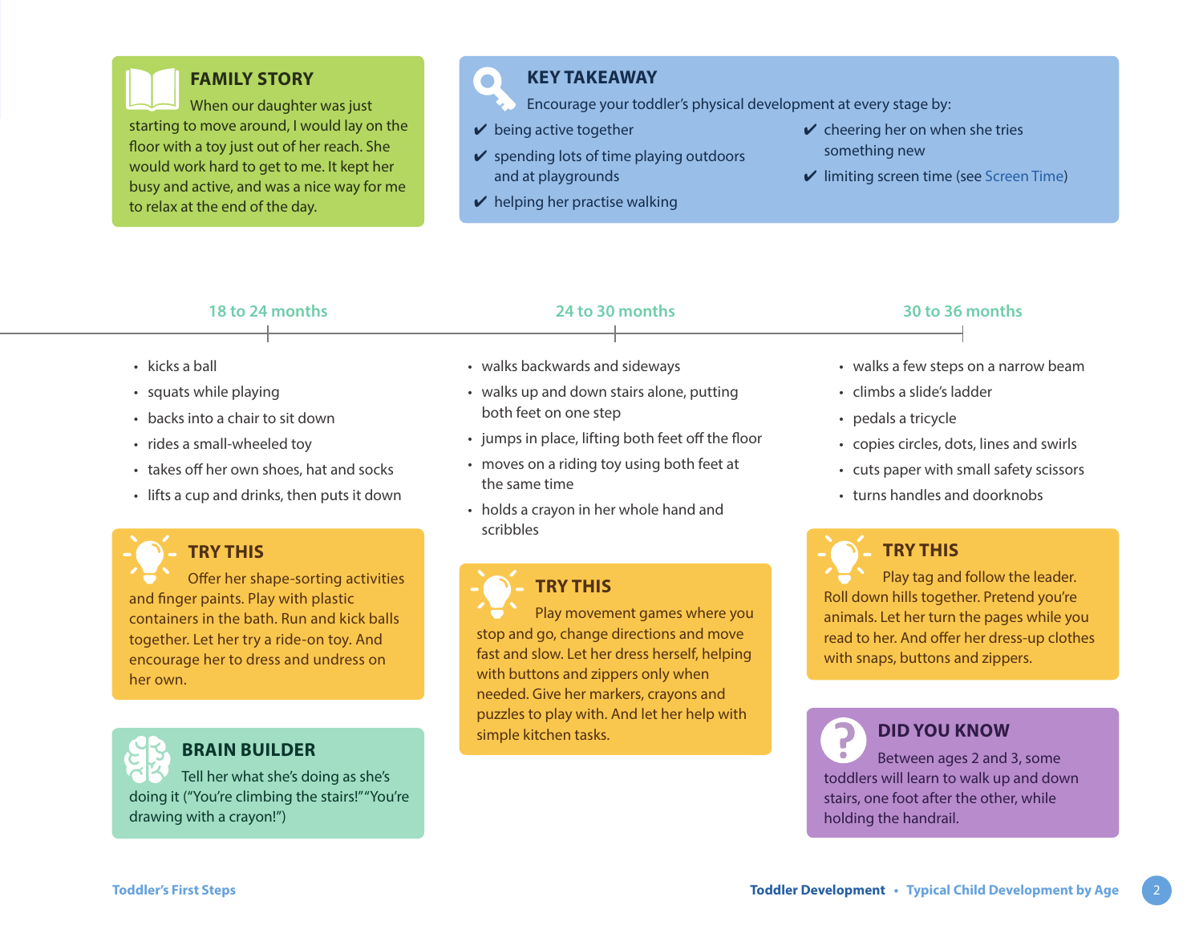### FAMILY STORY

When our daughter was just starting to move around, I would lay on the floor with a toy just out of her reach. She would work hard to get to me. It kept her busy and active, and was a nice way for me to relax at the end of the day.

### KEY TAKEAWAY

Encourage your toddler's physical development at every stage by:

- ✔ being active together
- ✔ spending lots of time playing outdoors and at playgrounds
- ✔ helping her practise walking
- ✔ cheering her on when she tries something new
- ✔ limiting screen time (see Screen Time)

## 18 to 24 months

- kicks a ball
- squats while playing
- backs into a chair to sit down
- rides a small-wheeled toy
- takes off her own shoes, hat and socks
- lifts a cup and drinks, then puts it down

### TRY THIS

Offer her shape-sorting activities and finger paints. Play with plastic containers in the bath. Run and kick balls together. Let her try a ride-on toy. And encourage her to dress and undress on her own.

### BRAIN BUILDER

Tell her what she's doing as she's doing it ("You're climbing the stairs!" "You're drawing with a crayon!")

## 24 to 30 months

- walks backwards and sideways
- walks up and down stairs alone, putting both feet on one step
- jumps in place, lifting both feet off the floor
- moves on a riding toy using both feet at the same time
- holds a crayon in her whole hand and scribbles

### TRY THIS

Play movement games where you stop and go, change directions and move fast and slow. Let her dress herself, helping with buttons and zippers only when needed. Give her markers, crayons and puzzles to play with. And let her help with simple kitchen tasks.

## 30 to 36 months

- walks a few steps on a narrow beam
- climbs a slide's ladder
- pedals a tricycle
- copies circles, dots, lines and swirls
- cuts paper with small safety scissors
- turns handles and doorknobs

### TRY THIS

Play tag and follow the leader. Roll down hills together. Pretend you're animals. Let her turn the pages while you read to her. And offer her dress-up clothes with snaps, buttons and zippers.

### DID YOU KNOW

Between ages 2 and 3, some toddlers will learn to walk up and down stairs, one foot after the other, while holding the handrail.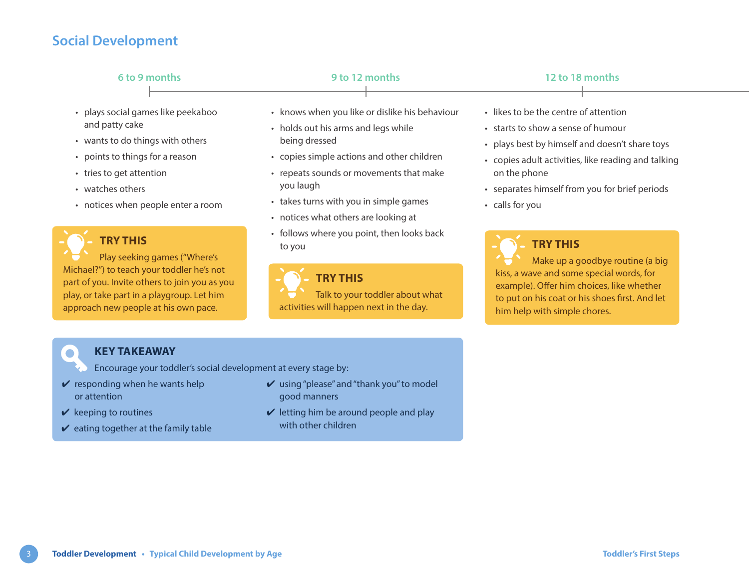## Social Development

### 6 to 9 months

- plays social games like peekaboo and patty cake
- wants to do things with others
- points to things for a reason
- tries to get attention
- watches others
- notices when people enter a room

**TRY THIS**

Play seeking games ("Where's Michael?") to teach your toddler he's not part of you. Invite others to join you as you play, or take part in a playgroup. Let him approach new people at his own pace.

### 9 to 12 months

- knows when you like or dislike his behaviour
- holds out his arms and legs while being dressed
- copies simple actions and other children
- repeats sounds or movements that make you laugh
- takes turns with you in simple games
- notices what others are looking at
- follows where you point, then looks back to you

**TRY THIS**

Talk to your toddler about what activities will happen next in the day.

### 12 to 18 months

- likes to be the centre of attention
- starts to show a sense of humour
- plays best by himself and doesn't share toys
- copies adult activities, like reading and talking on the phone
- separates himself from you for brief periods
- calls for you

**TRY THIS**

Make up a goodbye routine (a big kiss, a wave and some special words, for example). Offer him choices, like whether to put on his coat or his shoes first. And let him help with simple chores.

**KEY TAKEAWAY**

Encourage your toddler's social development at every stage by:

- ✔ responding when he wants help or attention
- ✔ keeping to routines
- ✔ eating together at the family table
- ✔ using "please" and "thank you" to model good manners
- ✔ letting him be around people and play with other children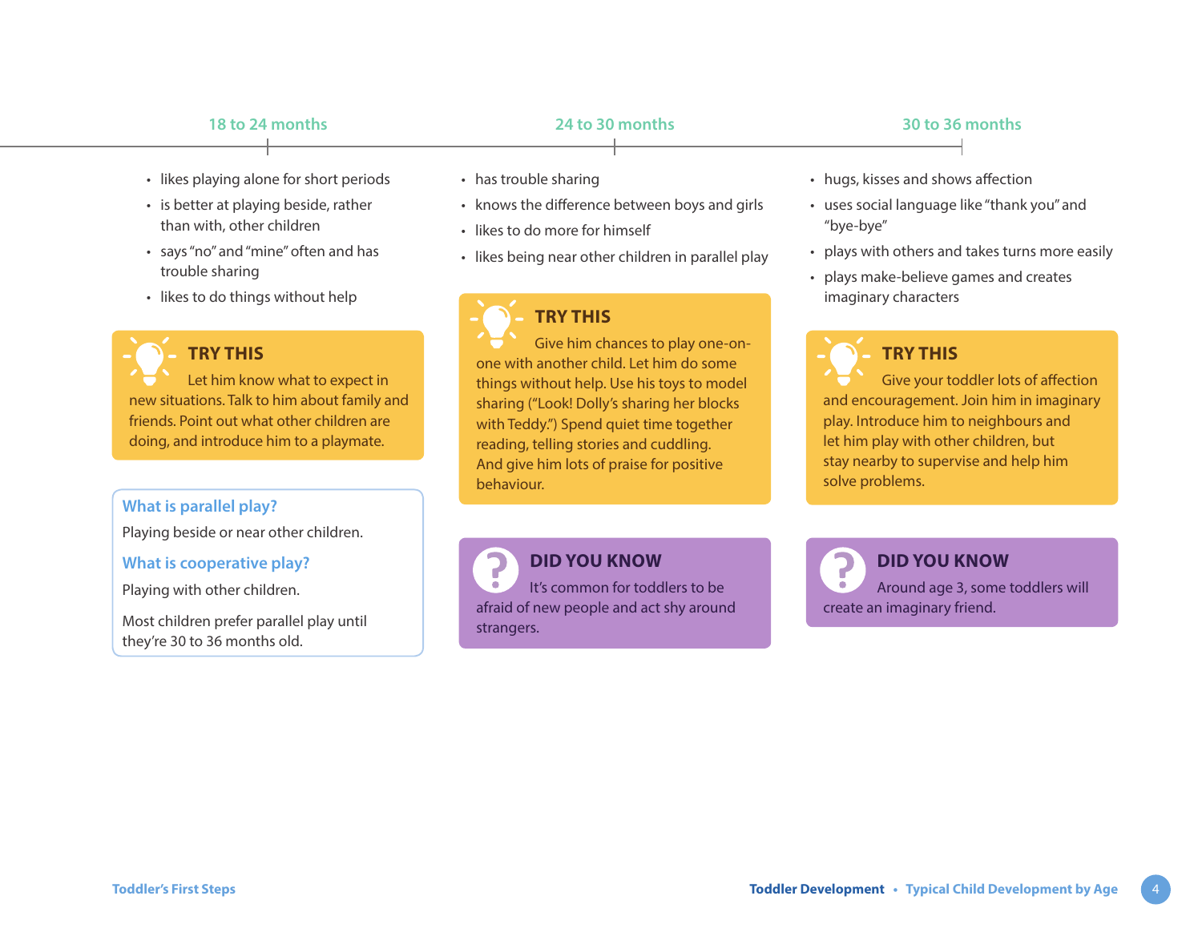## 18 to 24 months

- likes playing alone for short periods
- is better at playing beside, rather than with, other children
- says "no" and "mine" often and has trouble sharing
- likes to do things without help

### TRY THIS

Let him know what to expect in new situations. Talk to him about family and friends. Point out what other children are doing, and introduce him to a playmate.

### What is parallel play?

Playing beside or near other children.

### What is cooperative play?

Playing with other children.

Most children prefer parallel play until they're 30 to 36 months old.

## 24 to 30 months

- has trouble sharing
- knows the difference between boys and girls
- likes to do more for himself
- likes being near other children in parallel play

### TRY THIS

Give him chances to play one-on-one with another child. Let him do some things without help. Use his toys to model sharing ("Look! Dolly's sharing her blocks with Teddy.") Spend quiet time together reading, telling stories and cuddling. And give him lots of praise for positive behaviour.

### DID YOU KNOW

It's common for toddlers to be afraid of new people and act shy around strangers.

## 30 to 36 months

- hugs, kisses and shows affection
- uses social language like "thank you" and "bye-bye"
- plays with others and takes turns more easily
- plays make-believe games and creates imaginary characters

### TRY THIS

Give your toddler lots of affection and encouragement. Join him in imaginary play. Introduce him to neighbours and let him play with other children, but stay nearby to supervise and help him solve problems.

### DID YOU KNOW

Around age 3, some toddlers will create an imaginary friend.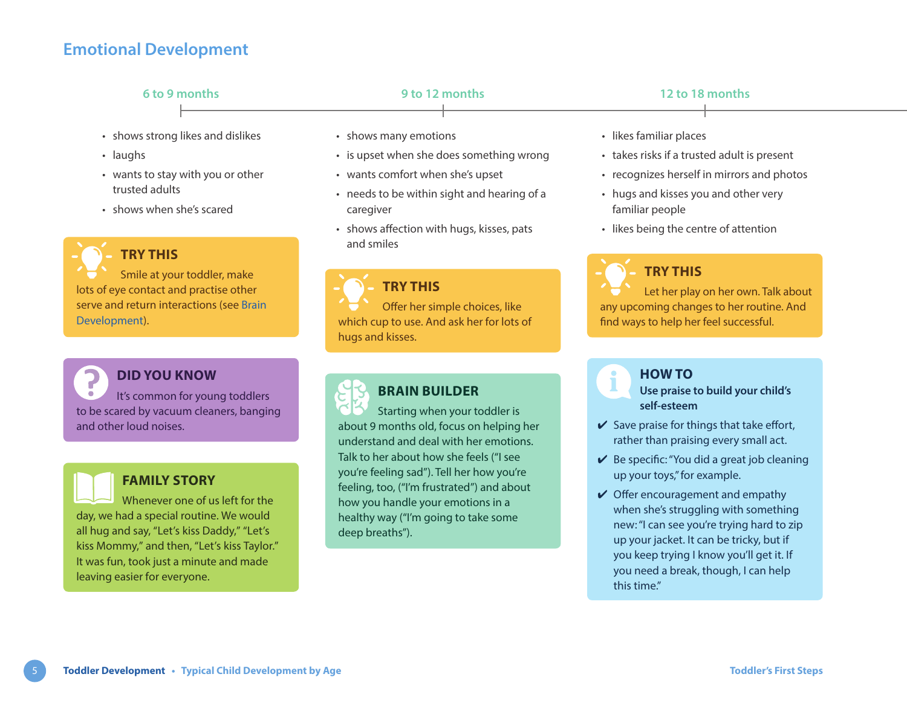## Emotional Development

### 6 to 9 months

- shows strong likes and dislikes
- laughs
- wants to stay with you or other trusted adults
- shows when she's scared

**TRY THIS**

Smile at your toddler, make lots of eye contact and practise other serve and return interactions (see Brain Development).

**DID YOU KNOW**

It's common for young toddlers to be scared by vacuum cleaners, banging and other loud noises.

**FAMILY STORY**

Whenever one of us left for the day, we had a special routine. We would all hug and say, "Let's kiss Daddy," "Let's kiss Mommy," and then, "Let's kiss Taylor." It was fun, took just a minute and made leaving easier for everyone.

### 9 to 12 months

- shows many emotions
- is upset when she does something wrong
- wants comfort when she's upset
- needs to be within sight and hearing of a caregiver
- shows affection with hugs, kisses, pats and smiles

**TRY THIS**

Offer her simple choices, like which cup to use. And ask her for lots of hugs and kisses.

**BRAIN BUILDER**

Starting when your toddler is about 9 months old, focus on helping her understand and deal with her emotions. Talk to her about how she feels ("I see you're feeling sad"). Tell her how you're feeling, too, ("I'm frustrated") and about how you handle your emotions in a healthy way ("I'm going to take some deep breaths").

### 12 to 18 months

- likes familiar places
- takes risks if a trusted adult is present
- recognizes herself in mirrors and photos
- hugs and kisses you and other very familiar people
- likes being the centre of attention

**TRY THIS**

Let her play on her own. Talk about any upcoming changes to her routine. And find ways to help her feel successful.

**HOW TO**

**Use praise to build your child's self-esteem**

- ✔ Save praise for things that take effort, rather than praising every small act.
- ✔ Be specific: "You did a great job cleaning up your toys," for example.
- ✔ Offer encouragement and empathy when she's struggling with something new: "I can see you're trying hard to zip up your jacket. It can be tricky, but if you keep trying I know you'll get it. If you need a break, though, I can help this time."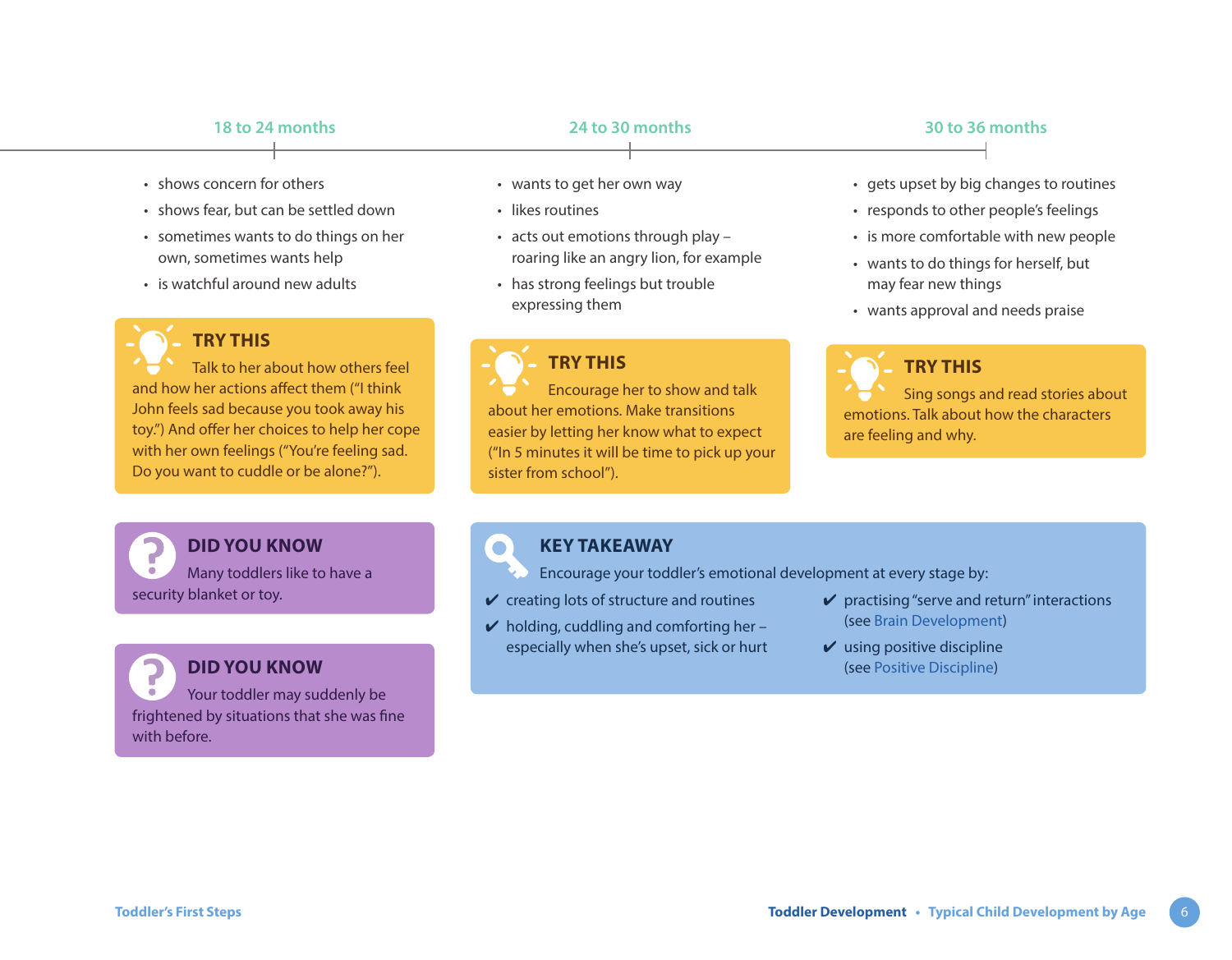## 18 to 24 months

- shows concern for others
- shows fear, but can be settled down
- sometimes wants to do things on her own, sometimes wants help
- is watchful around new adults

### TRY THIS

Talk to her about how others feel and how her actions affect them ("I think John feels sad because you took away his toy.") And offer her choices to help her cope with her own feelings ("You're feeling sad. Do you want to cuddle or be alone?").

### DID YOU KNOW

Many toddlers like to have a security blanket or toy.

### DID YOU KNOW

Your toddler may suddenly be frightened by situations that she was fine with before.

## 24 to 30 months

- wants to get her own way
- likes routines
- acts out emotions through play – roaring like an angry lion, for example
- has strong feelings but trouble expressing them

### TRY THIS

Encourage her to show and talk about her emotions. Make transitions easier by letting her know what to expect ("In 5 minutes it will be time to pick up your sister from school").

## 30 to 36 months

- gets upset by big changes to routines
- responds to other people's feelings
- is more comfortable with new people
- wants to do things for herself, but may fear new things
- wants approval and needs praise

### TRY THIS

Sing songs and read stories about emotions. Talk about how the characters are feeling and why.

### KEY TAKEAWAY

Encourage your toddler's emotional development at every stage by:

- ✔ creating lots of structure and routines
- ✔ holding, cuddling and comforting her – especially when she's upset, sick or hurt
- ✔ practising "serve and return" interactions (see Brain Development)
- ✔ using positive discipline (see Positive Discipline)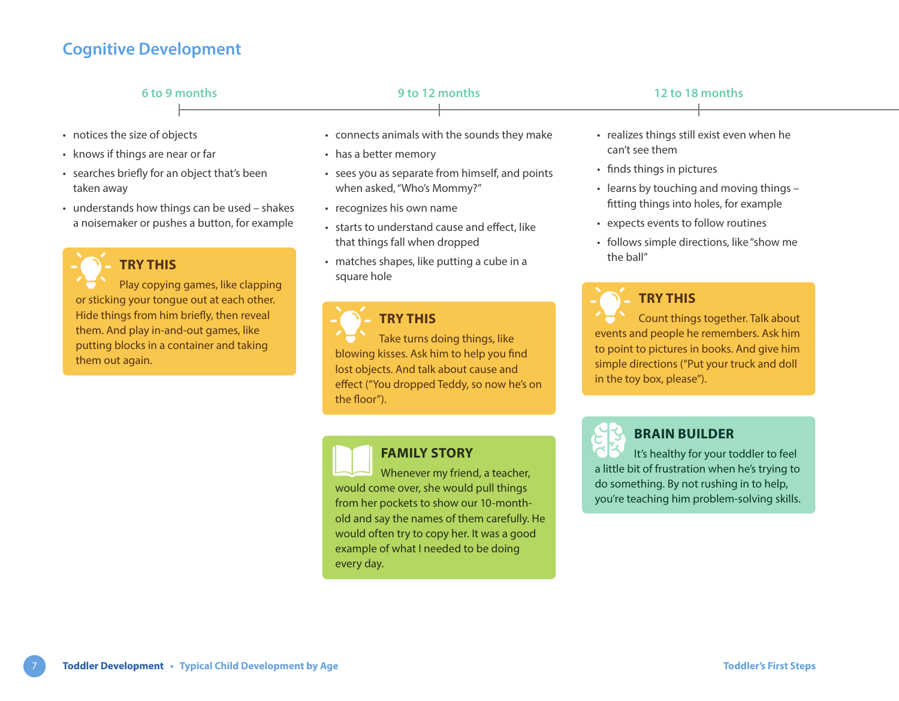## Cognitive Development

### 6 to 9 months

- notices the size of objects
- knows if things are near or far
- searches briefly for an object that's been taken away
- understands how things can be used – shakes a noisemaker or pushes a button, for example

**TRY THIS**

Play copying games, like clapping or sticking your tongue out at each other. Hide things from him briefly, then reveal them. And play in-and-out games, like putting blocks in a container and taking them out again.

### 9 to 12 months

- connects animals with the sounds they make
- has a better memory
- sees you as separate from himself, and points when asked, "Who's Mommy?"
- recognizes his own name
- starts to understand cause and effect, like that things fall when dropped
- matches shapes, like putting a cube in a square hole

**TRY THIS**

Take turns doing things, like blowing kisses. Ask him to help you find lost objects. And talk about cause and effect ("You dropped Teddy, so now he's on the floor").

**FAMILY STORY**

Whenever my friend, a teacher, would come over, she would pull things from her pockets to show our 10-month-old and say the names of them carefully. He would often try to copy her. It was a good example of what I needed to be doing every day.

### 12 to 18 months

- realizes things still exist even when he can't see them
- finds things in pictures
- learns by touching and moving things – fitting things into holes, for example
- expects events to follow routines
- follows simple directions, like "show me the ball"

**TRY THIS**

Count things together. Talk about events and people he remembers. Ask him to point to pictures in books. And give him simple directions ("Put your truck and doll in the toy box, please").

**BRAIN BUILDER**

It's healthy for your toddler to feel a little bit of frustration when he's trying to do something. By not rushing in to help, you're teaching him problem-solving skills.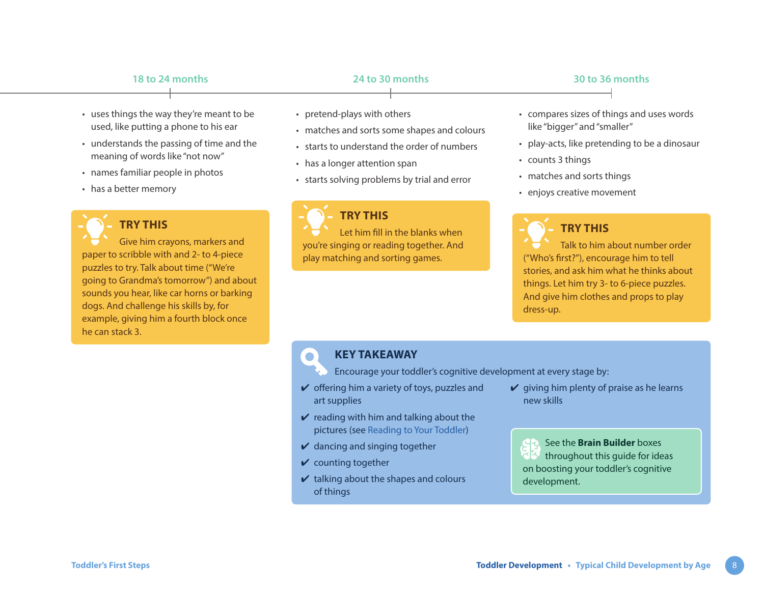### 18 to 24 months

- uses things the way they're meant to be used, like putting a phone to his ear
- understands the passing of time and the meaning of words like "not now"
- names familiar people in photos
- has a better memory

**TRY THIS**

Give him crayons, markers and paper to scribble with and 2- to 4-piece puzzles to try. Talk about time ("We're going to Grandma's tomorrow") and about sounds you hear, like car horns or barking dogs. And challenge his skills by, for example, giving him a fourth block once he can stack 3.

### 24 to 30 months

- pretend-plays with others
- matches and sorts some shapes and colours
- starts to understand the order of numbers
- has a longer attention span
- starts solving problems by trial and error

**TRY THIS**

Let him fill in the blanks when you're singing or reading together. And play matching and sorting games.

### 30 to 36 months

- compares sizes of things and uses words like "bigger" and "smaller"
- play-acts, like pretending to be a dinosaur
- counts 3 things
- matches and sorts things
- enjoys creative movement

**TRY THIS**

Talk to him about number order ("Who's first?"), encourage him to tell stories, and ask him what he thinks about things. Let him try 3- to 6-piece puzzles. And give him clothes and props to play dress-up.

**KEY TAKEAWAY**

Encourage your toddler's cognitive development at every stage by:

- ✔ offering him a variety of toys, puzzles and art supplies
- ✔ reading with him and talking about the pictures (see Reading to Your Toddler)
- ✔ dancing and singing together
- ✔ counting together
- ✔ talking about the shapes and colours of things
- ✔ giving him plenty of praise as he learns new skills

See the **Brain Builder** boxes throughout this guide for ideas on boosting your toddler's cognitive development.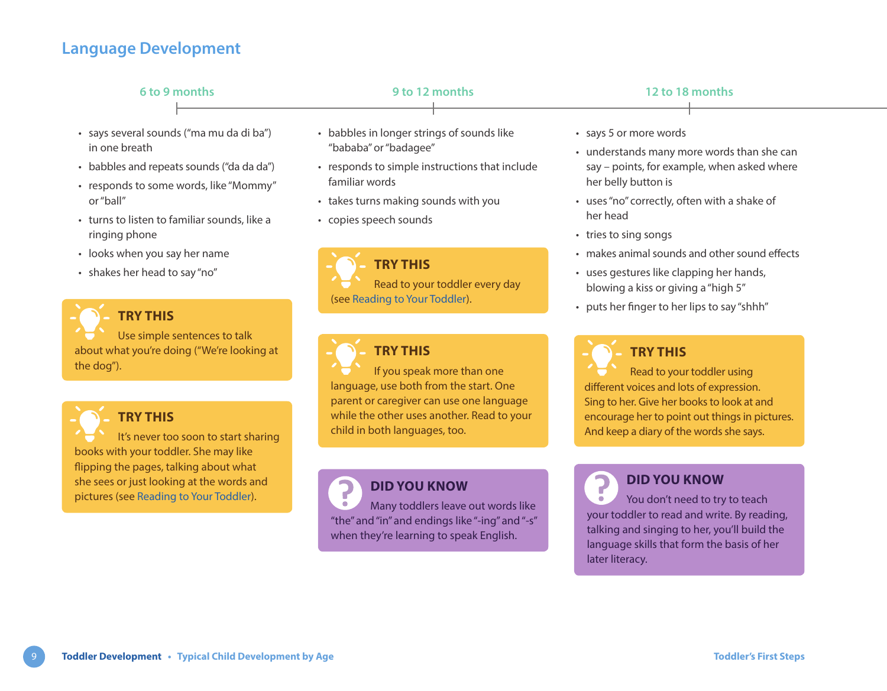## Language Development

### 6 to 9 months

- says several sounds ("ma mu da di ba") in one breath
- babbles and repeats sounds ("da da da")
- responds to some words, like "Mommy" or "ball"
- turns to listen to familiar sounds, like a ringing phone
- looks when you say her name
- shakes her head to say "no"

**TRY THIS**

Use simple sentences to talk about what you're doing ("We're looking at the dog").

**TRY THIS**

It's never too soon to start sharing books with your toddler. She may like flipping the pages, talking about what she sees or just looking at the words and pictures (see Reading to Your Toddler).

### 9 to 12 months

- babbles in longer strings of sounds like "bababa" or "badagee"
- responds to simple instructions that include familiar words
- takes turns making sounds with you
- copies speech sounds

**TRY THIS**

Read to your toddler every day (see Reading to Your Toddler).

**TRY THIS**

If you speak more than one language, use both from the start. One parent or caregiver can use one language while the other uses another. Read to your child in both languages, too.

**DID YOU KNOW**

Many toddlers leave out words like "the" and "in" and endings like "-ing" and "-s" when they're learning to speak English.

### 12 to 18 months

- says 5 or more words
- understands many more words than she can say – points, for example, when asked where her belly button is
- uses "no" correctly, often with a shake of her head
- tries to sing songs
- makes animal sounds and other sound effects
- uses gestures like clapping her hands, blowing a kiss or giving a "high 5"
- puts her finger to her lips to say "shhh"

**TRY THIS**

Read to your toddler using different voices and lots of expression. Sing to her. Give her books to look at and encourage her to point out things in pictures. And keep a diary of the words she says.

**DID YOU KNOW**

You don't need to try to teach your toddler to read and write. By reading, talking and singing to her, you'll build the language skills that form the basis of her later literacy.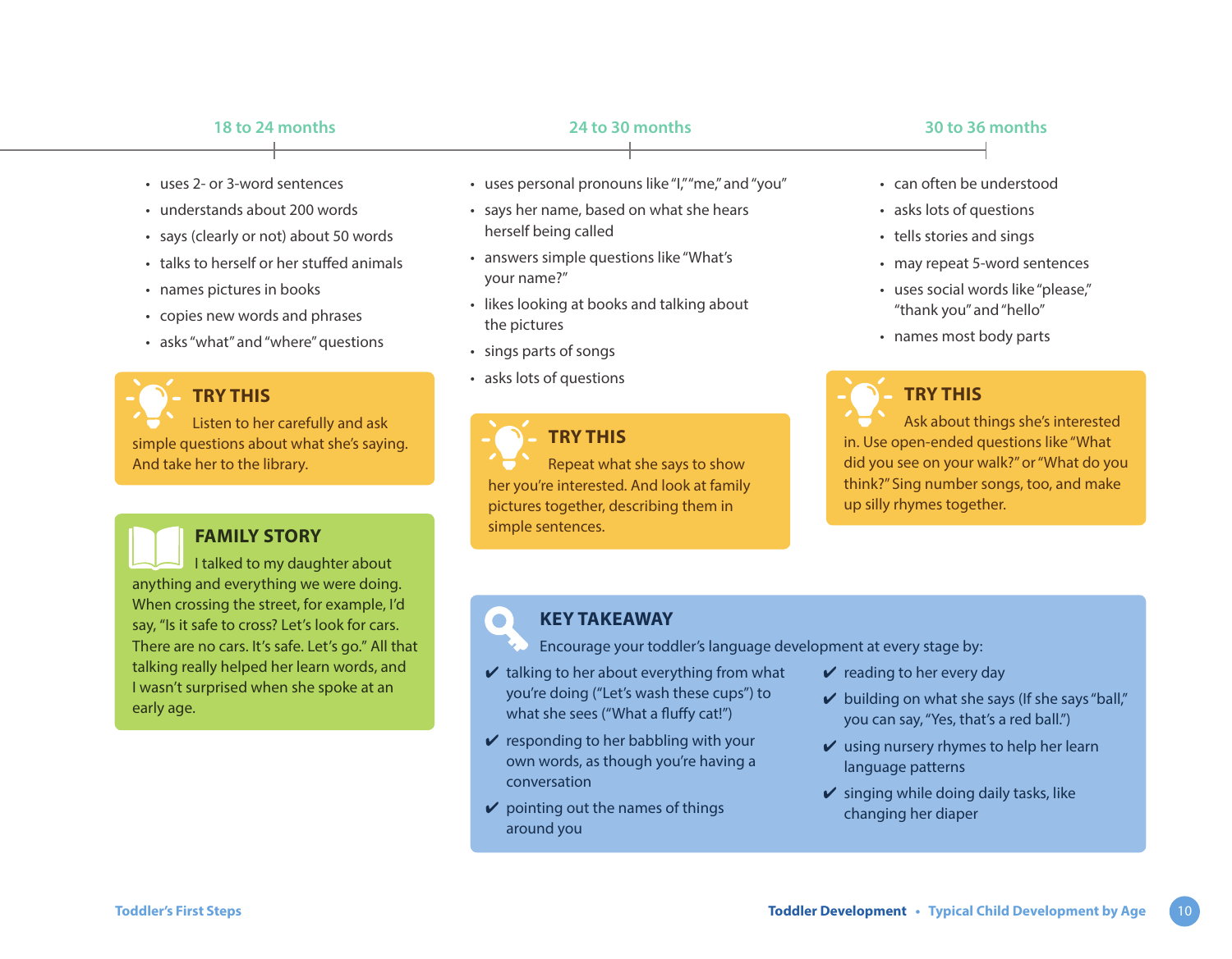## 18 to 24 months

- uses 2- or 3-word sentences
- understands about 200 words
- says (clearly or not) about 50 words
- talks to herself or her stuffed animals
- names pictures in books
- copies new words and phrases
- asks "what" and "where" questions

### TRY THIS

Listen to her carefully and ask simple questions about what she's saying. And take her to the library.

### FAMILY STORY

I talked to my daughter about anything and everything we were doing. When crossing the street, for example, I'd say, "Is it safe to cross? Let's look for cars. There are no cars. It's safe. Let's go." All that talking really helped her learn words, and I wasn't surprised when she spoke at an early age.

## 24 to 30 months

- uses personal pronouns like "I," "me," and "you"
- says her name, based on what she hears herself being called
- answers simple questions like "What's your name?"
- likes looking at books and talking about the pictures
- sings parts of songs
- asks lots of questions

### TRY THIS

Repeat what she says to show her you're interested. And look at family pictures together, describing them in simple sentences.

## 30 to 36 months

- can often be understood
- asks lots of questions
- tells stories and sings
- may repeat 5-word sentences
- uses social words like "please," "thank you" and "hello"
- names most body parts

### TRY THIS

Ask about things she's interested in. Use open-ended questions like "What did you see on your walk?" or "What do you think?" Sing number songs, too, and make up silly rhymes together.

### KEY TAKEAWAY

Encourage your toddler's language development at every stage by:

- ✔ talking to her about everything from what you're doing ("Let's wash these cups") to what she sees ("What a fluffy cat!")
- ✔ responding to her babbling with your own words, as though you're having a conversation
- ✔ pointing out the names of things around you
- ✔ reading to her every day
- ✔ building on what she says (If she says "ball," you can say, "Yes, that's a red ball.")
- ✔ using nursery rhymes to help her learn language patterns
- ✔ singing while doing daily tasks, like changing her diaper